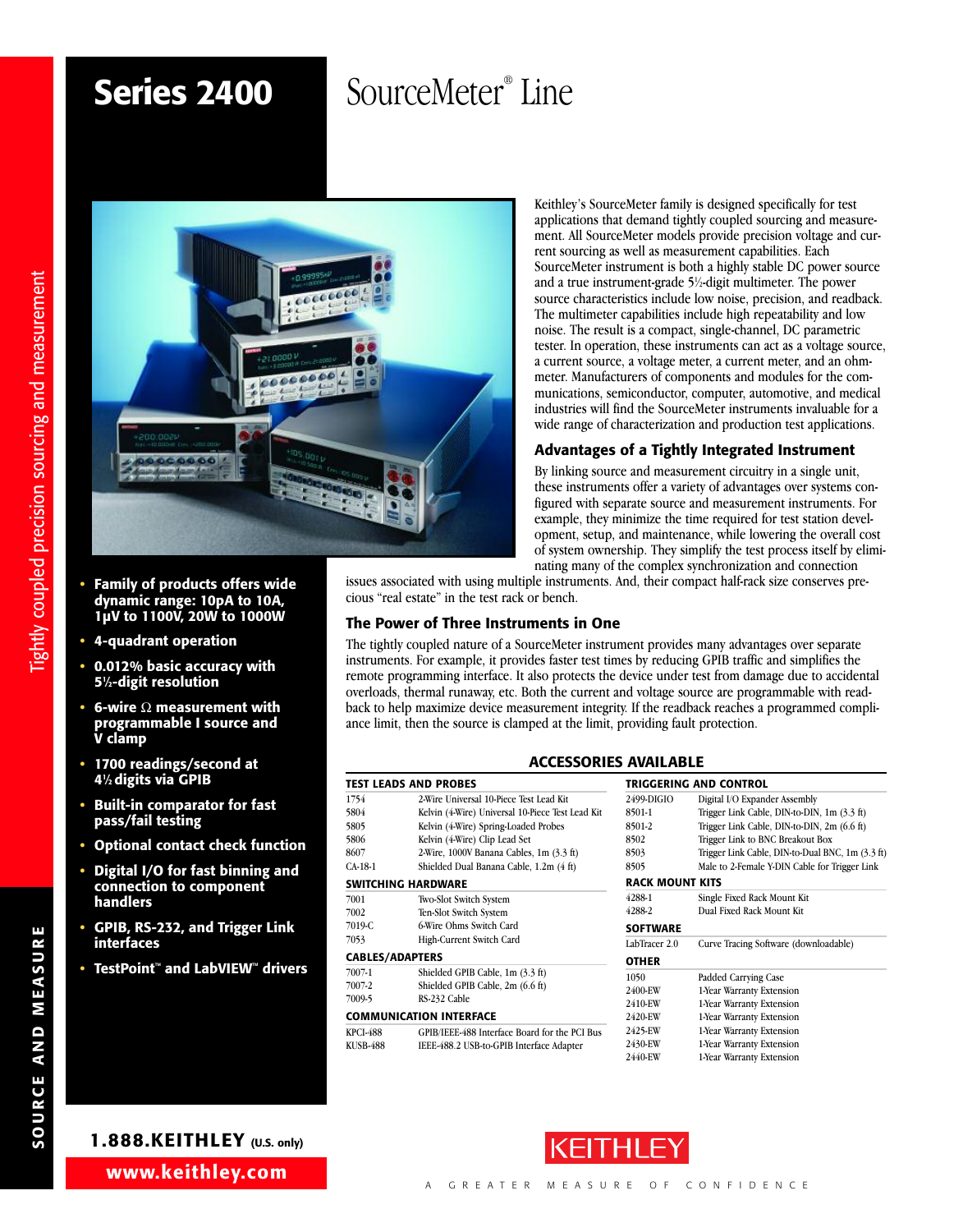# Series 2400 SourceMeter® Line

Tightly coupled precision sourcing and measurement

- **Family of products offers wide dynamic range: 10pA to 10A, 1µV to 1100V, 20W to 1000W**
- **4-quadrant operation**
- **0.012% basic accuracy with 5½-digit resolution**
- **6-wire Ω measurement with programmable I source and V clamp**
- **1700 readings/second at 4½ digits via GPIB**
- **Built-in comparator for fast pass/fail testing**
- **Optional contact check function**
- **Digital I/O for fast binning and connection to component handlers**
- **GPIB, RS-232, and Trigger Link interfaces**
- **TestPoint™ and LabVIEW™ drivers**

Keithley's SourceMeter family is designed specifically for test applications that demand tightly coupled sourcing and measurement. All SourceMeter models provide precision voltage and current sourcing as well as measurement capabilities. Each SourceMeter instrument is both a highly stable DC power source and a true instrument-grade 5½-digit multimeter. The power source characteristics include low noise, precision, and readback. The multimeter capabilities include high repeatability and low noise. The result is a compact, single-channel, DC parametric tester. In operation, these instruments can act as a voltage source, a current source, a voltage meter, a current meter, and an ohmmeter. Manufacturers of components and modules for the communications, semiconductor, computer, automotive, and medical industries will find the SourceMeter instruments invaluable for a wide range of characterization and production test applications.

## Advantages of a Tightly Integrated Instrument

By linking source and measurement circuitry in a single unit, these instruments offer a variety of advantages over systems configured with separate source and measurement instruments. For example, they minimize the time required for test station development, setup, and maintenance, while lowering the overall cost of system ownership. They simplify the test process itself by eliminating many of the complex synchronization and connection issues associated with using multiple instruments. And, their compact half-rack size conserves precious "real estate" in the test rack or bench.

## The Power of Three Instruments in One

The tightly coupled nature of a SourceMeter instrument provides many advantages over separate instruments. For example, it provides faster test times by reducing GPIB traffic and simplifies the remote programming interface. It also protects the device under test from damage due to accidental overloads, thermal runaway, etc. Both the current and voltage source are programmable with readback to help maximize device measurement integrity. If the readback reaches a programmed compliance limit, then the source is clamped at the limit, providing fault protection.

## ACCESSORIES AVAILABLE

**TEST LEADS AND PROBES**

| | |
|---|---|
| 1754 | 2-Wire Universal 10-Piece Test Lead Kit |
| 5804 | Kelvin (4-Wire) Universal 10-Piece Test Lead Kit |
| 5805 | Kelvin (4-Wire) Spring-Loaded Probes |
| 5806 | Kelvin (4-Wire) Clip Lead Set |
| 8607 | 2-Wire, 1000V Banana Cables, 1m (3.3 ft) |
| CA-18-1 | Shielded Dual Banana Cable, 1.2m (4 ft) |

**SWITCHING HARDWARE**

| | |
|---|---|
| 7001 | Two-Slot Switch System |
| 7002 | Ten-Slot Switch System |
| 7019-C | 6-Wire Ohms Switch Card |
| 7053 | High-Current Switch Card |

**CABLES/ADAPTERS**

| | |
|---|---|
| 7007-1 | Shielded GPIB Cable, 1m (3.3 ft) |
| 7007-2 | Shielded GPIB Cable, 2m (6.6 ft) |
| 7009-5 | RS-232 Cable |

**COMMUNICATION INTERFACE**

| | |
|---|---|
| KPCI-488 | GPIB/IEEE-488 Interface Board for the PCI Bus |
| KUSB-488 | IEEE-488.2 USB-to-GPIB Interface Adapter |

**TRIGGERING AND CONTROL**

| | |
|---|---|
| 2499-DIGIO | Digital I/O Expander Assembly |
| 8501-1 | Trigger Link Cable, DIN-to-DIN, 1m (3.3 ft) |
| 8501-2 | Trigger Link Cable, DIN-to-DIN, 2m (6.6 ft) |
| 8502 | Trigger Link to BNC Breakout Box |
| 8503 | Trigger Link Cable, DIN-to-Dual BNC, 1m (3.3 ft) |
| 8505 | Male to 2-Female Y-DIN Cable for Trigger Link |

**RACK MOUNT KITS**

| | |
|---|---|
| 4288-1 | Single Fixed Rack Mount Kit |
| 4288-2 | Dual Fixed Rack Mount Kit |

**SOFTWARE**

| | |
|---|---|
| LabTracer 2.0 | Curve Tracing Software (downloadable) |

**OTHER**

| | |
|---|---|
| 1050 | Padded Carrying Case |
| 2400-EW | 1-Year Warranty Extension |
| 2410-EW | 1-Year Warranty Extension |
| 2420-EW | 1-Year Warranty Extension |
| 2425-EW | 1-Year Warranty Extension |
| 2430-EW | 1-Year Warranty Extension |
| 2440-EW | 1-Year Warranty Extension |

1.888.KEITHLEY (U.S. only)

www.keithley.com

KEITHLEY — A GREATER MEASURE OF CONFIDENCE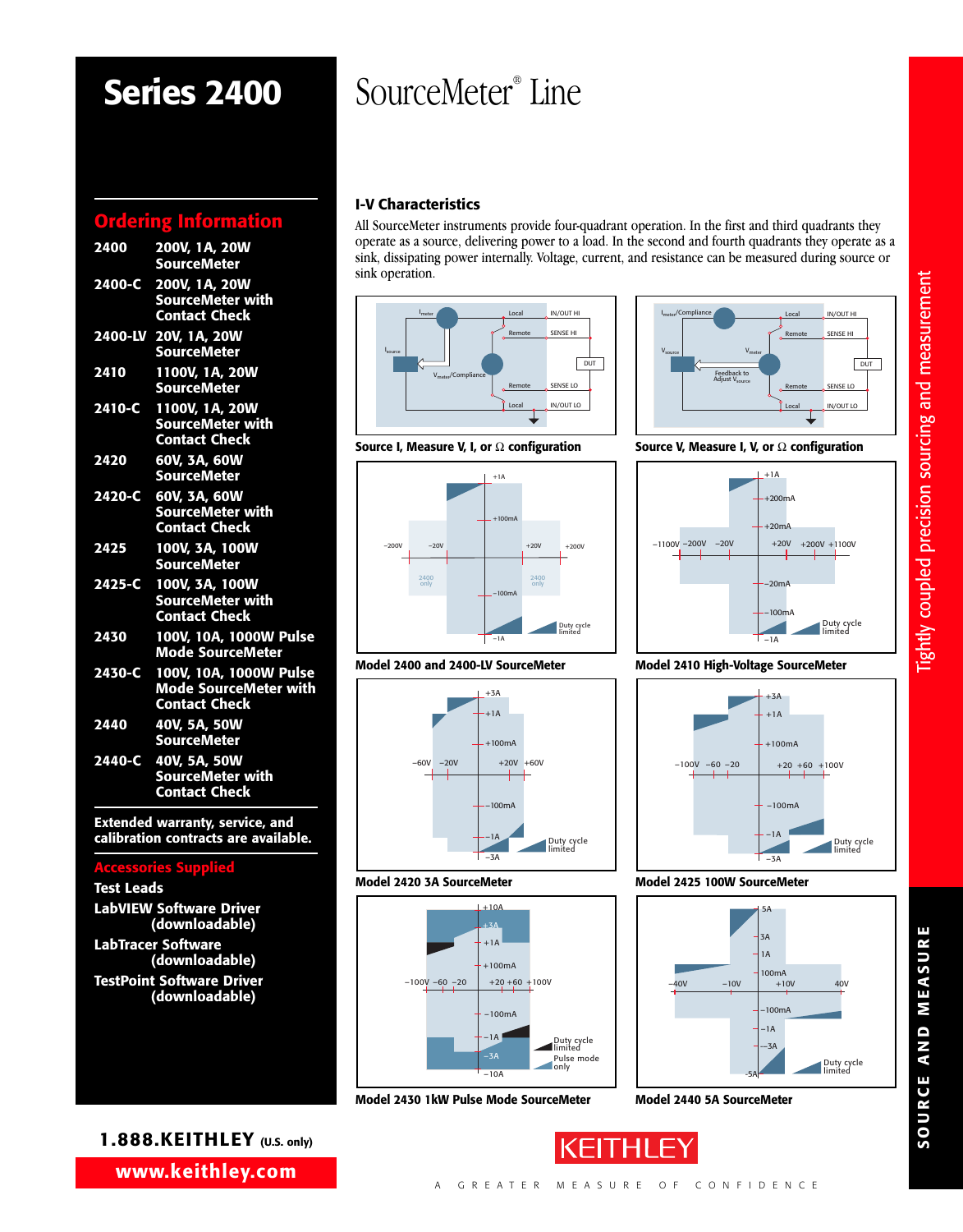# Series 2400

# SourceMeter® Line

## Ordering Information

| | |
|---|---|
| 2400 | 200V, 1A, 20W SourceMeter |
| 2400-C | 200V, 1A, 20W SourceMeter with Contact Check |
| 2400-LV | 20V, 1A, 20W SourceMeter |
| 2410 | 1100V, 1A, 20W SourceMeter |
| 2410-C | 1100V, 1A, 20W SourceMeter with Contact Check |
| 2420 | 60V, 3A, 60W SourceMeter |
| 2420-C | 60V, 3A, 60W SourceMeter with Contact Check |
| 2425 | 100V, 3A, 100W SourceMeter |
| 2425-C | 100V, 3A, 100W SourceMeter with Contact Check |
| 2430 | 100V, 10A, 1000W Pulse Mode SourceMeter |
| 2430-C | 100V, 10A, 1000W Pulse Mode SourceMeter with Contact Check |
| 2440 | 40V, 5A, 50W SourceMeter |
| 2440-C | 40V, 5A, 50W SourceMeter with Contact Check |

**Extended warranty, service, and calibration contracts are available.**

## Accessories Supplied

- Test Leads
- LabVIEW Software Driver (downloadable)
- LabTracer Software (downloadable)
- TestPoint Software Driver (downloadable)

## I-V Characteristics

All SourceMeter instruments provide four-quadrant operation. In the first and third quadrants they operate as a source, delivering power to a load. In the second and fourth quadrants they operate as a sink, dissipating power internally. Voltage, current, and resistance can be measured during source or sink operation.

Source I, Measure V, I, or Ω configuration

Source V, Measure I, V, or Ω configuration

Model 2400 and 2400-LV SourceMeter

Model 2410 High-Voltage SourceMeter

Model 2420 3A SourceMeter

Model 2425 100W SourceMeter

Model 2430 1kW Pulse Mode SourceMeter

Model 2440 5A SourceMeter

Tightly coupled precision sourcing and measurement

SOURCE AND MEASURE

1.888.KEITHLEY (U.S. only)

www.keithley.com

KEITHLEY

A GREATER MEASURE OF CONFIDENCE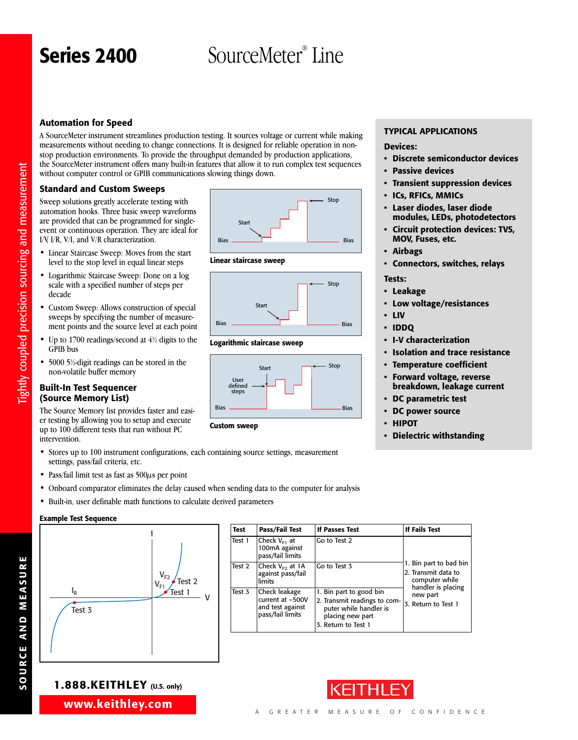# Series 2400 SourceMeter® Line

## Automation for Speed

A SourceMeter instrument streamlines production testing. It sources voltage or current while making measurements without needing to change connections. It is designed for reliable operation in non-stop production environments. To provide the throughput demanded by production applications, the SourceMeter instrument offers many built-in features that allow it to run complex test sequences without computer control or GPIB communications slowing things down.

### Standard and Custom Sweeps

Sweep solutions greatly accelerate testing with automation hooks. Three basic sweep waveforms are provided that can be programmed for single-event or continuous operation. They are ideal for I/V, I/R, V/I, and V/R characterization.

- Linear Staircase Sweep: Moves from the start level to the stop level in equal linear steps
- Logarithmic Staircase Sweep: Done on a log scale with a specified number of steps per decade
- Custom Sweep: Allows construction of special sweeps by specifying the number of measurement points and the source level at each point
- Up to 1700 readings/second at 4½ digits to the GPIB bus
- 5000 5½-digit readings can be stored in the non-volatile buffer memory

Linear staircase sweep

Logarithmic staircase sweep

Custom sweep

### Built-In Test Sequencer (Source Memory List)

The Source Memory list provides faster and easier testing by allowing you to setup and execute up to 100 different tests that run without PC intervention.

- Stores up to 100 instrument configurations, each containing source settings, measurement settings, pass/fail criteria, etc.
- Pass/fail limit test as fast as 500µs per point
- Onboard comparator eliminates the delay caused when sending data to the computer for analysis
- Built-in, user definable math functions to calculate derived parameters

**Example Test Sequence**

| Test | Pass/Fail Test | If Passes Test | If Fails Test |
|---|---|---|---|
| Test 1 | Check $V_{F1}$ at 100mA against pass/fail limits | Go to Test 2 | 1. Bin part to bad bin 2. Transmit data to computer while handler is placing new part 3. Return to Test 1 |
| Test 2 | Check $V_{F2}$ at 1A against pass/fail limits | Go to Test 3 | |
| Test 3 | Check leakage current at –500V and test against pass/fail limits | 1. Bin part to good bin 2. Transmit readings to computer while handler is placing new part 3. Return to Test 1 | |

### TYPICAL APPLICATIONS

**Devices:**

- **Discrete semiconductor devices**
- **Passive devices**
- **Transient suppression devices**
- **ICs, RFICs, MMICs**
- **Laser diodes, laser diode modules, LEDs, photodetectors**
- **Circuit protection devices: TVS, MOV, Fuses, etc.**
- **Airbags**
- **Connectors, switches, relays**

**Tests:**

- **Leakage**
- **Low voltage/resistances**
- **LIV**
- **IDDQ**
- **I-V characterization**
- **Isolation and trace resistance**
- **Temperature coefficient**
- **Forward voltage, reverse breakdown, leakage current**
- **DC parametric test**
- **DC power source**
- **HIPOT**
- **Dielectric withstanding**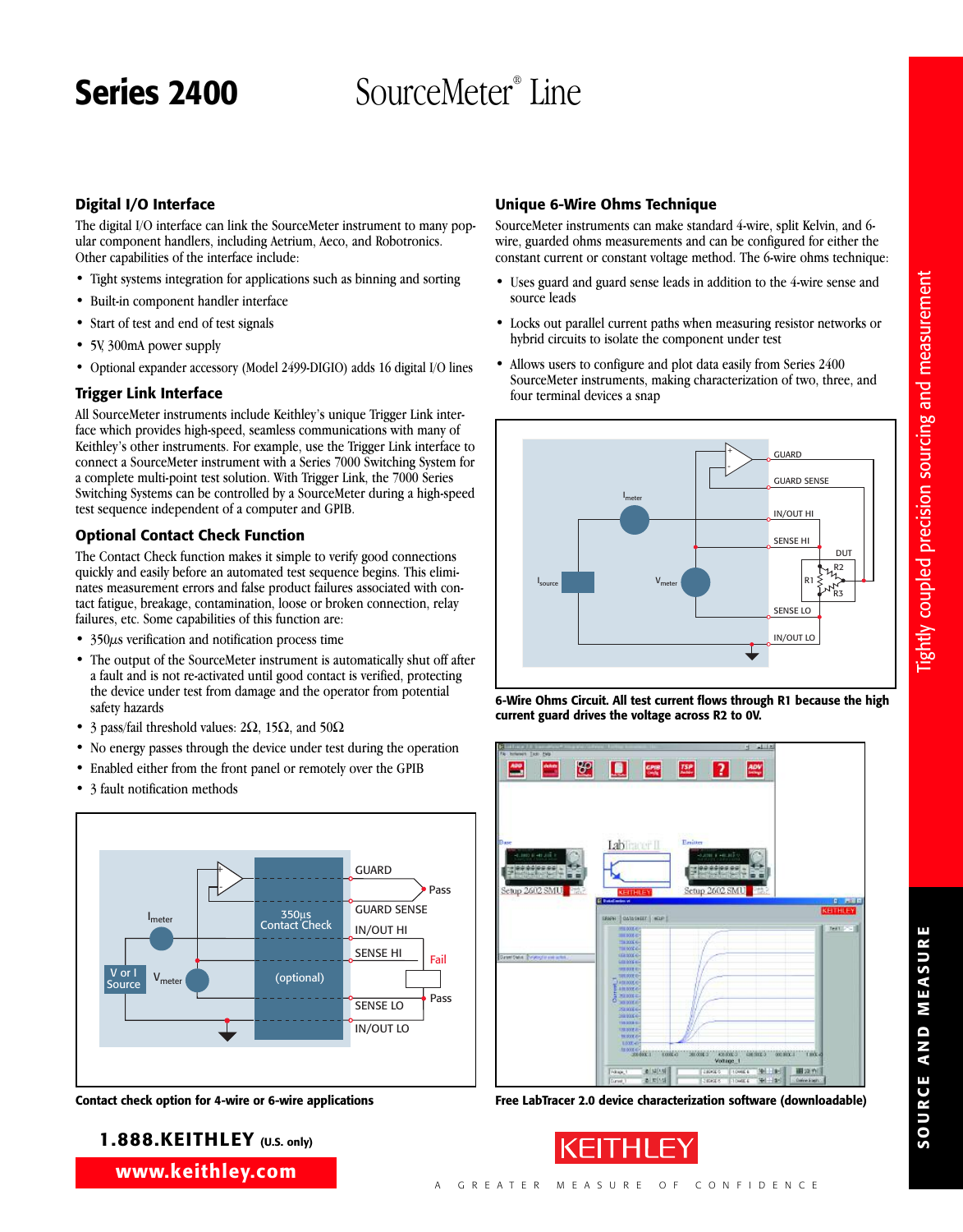# Series 2400 SourceMeter® Line

## Digital I/O Interface

The digital I/O interface can link the SourceMeter instrument to many popular component handlers, including Aetrium, Aeco, and Robotronics. Other capabilities of the interface include:

- Tight systems integration for applications such as binning and sorting
- Built-in component handler interface
- Start of test and end of test signals
- 5V, 300mA power supply
- Optional expander accessory (Model 2499-DIGIO) adds 16 digital I/O lines

## Trigger Link Interface

All SourceMeter instruments include Keithley's unique Trigger Link interface which provides high-speed, seamless communications with many of Keithley's other instruments. For example, use the Trigger Link interface to connect a SourceMeter instrument with a Series 7000 Switching System for a complete multi-point test solution. With Trigger Link, the 7000 Series Switching Systems can be controlled by a SourceMeter during a high-speed test sequence independent of a computer and GPIB.

## Optional Contact Check Function

The Contact Check function makes it simple to verify good connections quickly and easily before an automated test sequence begins. This eliminates measurement errors and false product failures associated with contact fatigue, breakage, contamination, loose or broken connection, relay failures, etc. Some capabilities of this function are:

- 350$\mu$s verification and notification process time
- The output of the SourceMeter instrument is automatically shut off after a fault and is not re-activated until good contact is verified, protecting the device under test from damage and the operator from potential safety hazards
- 3 pass/fail threshold values: 2Ω, 15Ω, and 50Ω
- No energy passes through the device under test during the operation
- Enabled either from the front panel or remotely over the GPIB
- 3 fault notification methods

Contact check option for 4-wire or 6-wire applications

## Unique 6-Wire Ohms Technique

SourceMeter instruments can make standard 4-wire, split Kelvin, and 6-wire, guarded ohms measurements and can be configured for either the constant current or constant voltage method. The 6-wire ohms technique:

- Uses guard and guard sense leads in addition to the 4-wire sense and source leads
- Locks out parallel current paths when measuring resistor networks or hybrid circuits to isolate the component under test
- Allows users to configure and plot data easily from Series 2400 SourceMeter instruments, making characterization of two, three, and four terminal devices a snap

**6-Wire Ohms Circuit. All test current flows through R1 because the high current guard drives the voltage across R2 to 0V.**

**Free LabTracer 2.0 device characterization software (downloadable)**

**1.888.KEITHLEY** (U.S. only)

**www.keithley.com**

Tightly coupled precision sourcing and measurement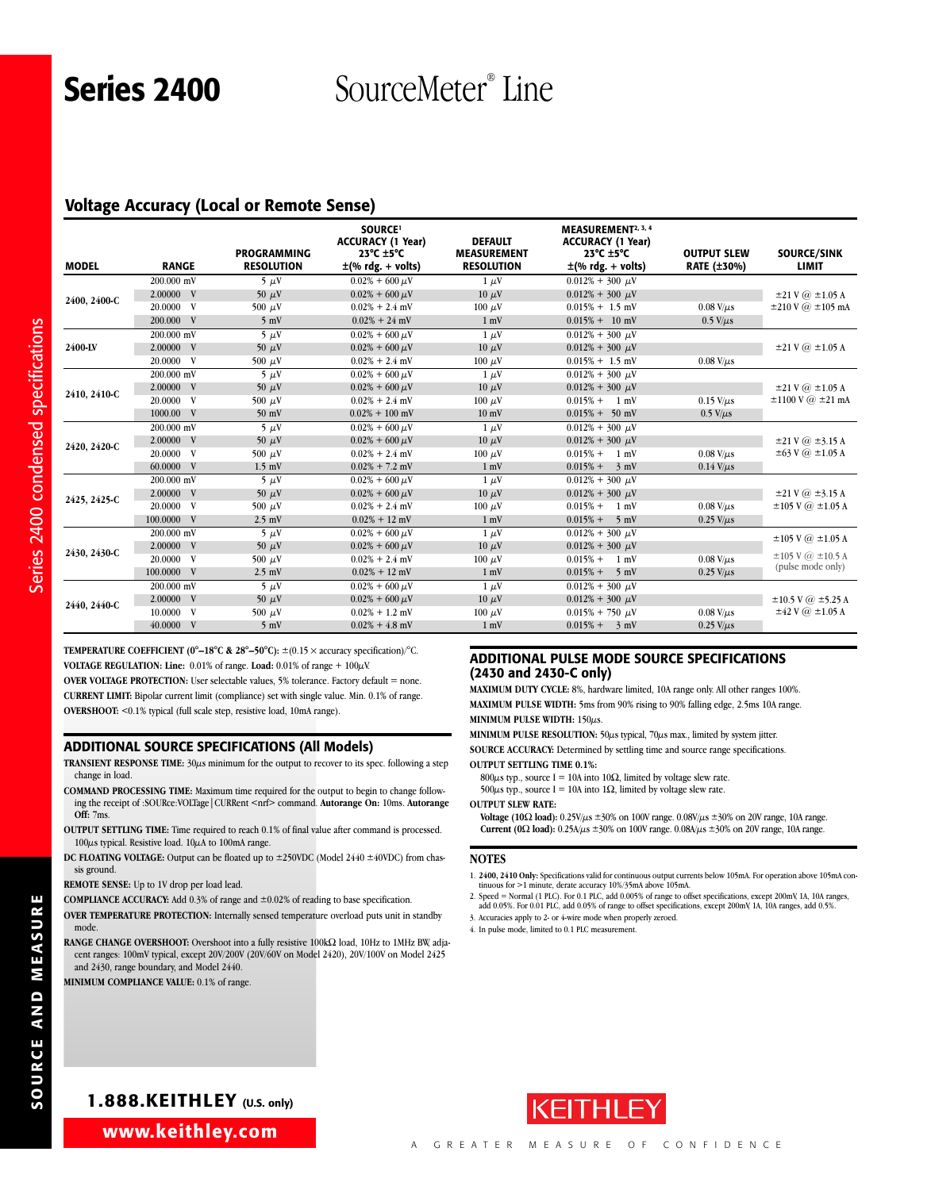# Series 2400 SourceMeter® Line

## Voltage Accuracy (Local or Remote Sense)

| MODEL | RANGE | PROGRAMMING RESOLUTION | SOURCE[1] ACCURACY (1 Year) 23°C ±5°C ±(% rdg. + volts) | DEFAULT MEASUREMENT RESOLUTION | MEASUREMENT[2, 3, 4] ACCURACY (1 Year) 23°C ±5°C ±(% rdg. + volts) | OUTPUT SLEW RATE (±30%) | SOURCE/SINK LIMIT |
|---|---|---|---|---|---|---|---|
| 2400, 2400-C | 200.000 mV | 5 µV | 0.02% + 600 µV | 1 µV | 0.012% + 300 µV | | ±21 V @ ±1.05 A<br>±210 V @ ±105 mA |
| | 2.00000 V | 50 µV | 0.02% + 600 µV | 10 µV | 0.012% + 300 µV | | |
| | 20.0000 V | 500 µV | 0.02% + 2.4 mV | 100 µV | 0.015% + 1.5 mV | 0.08 V/µs | |
| | 200.000 V | 5 mV | 0.02% + 24 mV | 1 mV | 0.015% + 10 mV | 0.5 V/µs | |
| 2400-LV | 200.000 mV | 5 µV | 0.02% + 600 µV | 1 µV | 0.012% + 300 µV | | ±21 V @ ±1.05 A |
| | 2.00000 V | 50 µV | 0.02% + 600 µV | 10 µV | 0.012% + 300 µV | | |
| | 20.0000 V | 500 µV | 0.02% + 2.4 mV | 100 µV | 0.015% + 1.5 mV | 0.08 V/µs | |
| 2410, 2410-C | 200.000 mV | 5 µV | 0.02% + 600 µV | 1 µV | 0.012% + 300 µV | | ±21 V @ ±1.05 A<br>±1100 V @ ±21 mA |
| | 2.00000 V | 50 µV | 0.02% + 600 µV | 10 µV | 0.012% + 300 µV | | |
| | 20.0000 V | 500 µV | 0.02% + 2.4 mV | 100 µV | 0.015% + 1 mV | 0.15 V/µs | |
| | 1000.00 V | 50 mV | 0.02% + 100 mV | 10 mV | 0.015% + 50 mV | 0.5 V/µs | |
| 2420, 2420-C | 200.000 mV | 5 µV | 0.02% + 600 µV | 1 µV | 0.012% + 300 µV | | ±21 V @ ±3.15 A<br>±63 V @ ±1.05 A |
| | 2.00000 V | 50 µV | 0.02% + 600 µV | 10 µV | 0.012% + 300 µV | | |
| | 20.0000 V | 500 µV | 0.02% + 2.4 mV | 100 µV | 0.015% + 1 mV | 0.08 V/µs | |
| | 60.0000 V | 1.5 mV | 0.02% + 7.2 mV | 1 mV | 0.015% + 3 mV | 0.14 V/µs | |
| 2425, 2425-C | 200.000 mV | 5 µV | 0.02% + 600 µV | 1 µV | 0.012% + 300 µV | | ±21 V @ ±3.15 A<br>±105 V @ ±1.05 A |
| | 2.00000 V | 50 µV | 0.02% + 600 µV | 10 µV | 0.012% + 300 µV | | |
| | 20.0000 V | 500 µV | 0.02% + 2.4 mV | 100 µV | 0.015% + 1 mV | 0.08 V/µs | |
| | 100.000 V | 2.5 mV | 0.02% + 12 mV | 1 mV | 0.015% + 5 mV | 0.25 V/µs | |
| 2430, 2430-C | 200.000 mV | 5 µV | 0.02% + 600 µV | 1 µV | 0.012% + 300 µV | | ±105 V @ ±1.05 A<br>±105 V @ ±10.5 A (pulse mode only) |
| | 2.00000 V | 50 µV | 0.02% + 600 µV | 10 µV | 0.012% + 300 µV | | |
| | 20.0000 V | 500 µV | 0.02% + 2.4 mV | 100 µV | 0.015% + 1 mV | 0.08 V/µs | |
| | 100.000 V | 2.5 mV | 0.02% + 12 mV | 1 mV | 0.015% + 5 mV | 0.25 V/µs | |
| 2440, 2440-C | 200.000 mV | 5 µV | 0.02% + 600 µV | 1 µV | 0.012% + 300 µV | | ±10.5 V @ ±5.25 A<br>±42 V @ ±1.05 A |
| | 2.00000 V | 50 µV | 0.02% + 600 µV | 10 µV | 0.012% + 300 µV | | |
| | 10.0000 V | 500 µV | 0.02% + 1.2 mV | 100 µV | 0.015% + 750 µV | 0.08 V/µs | |
| | 40.0000 V | 5 mV | 0.02% + 4.8 mV | 1 mV | 0.015% + 3 mV | 0.25 V/µs | |

**TEMPERATURE COEFFICIENT (0°–18°C & 28°–50°C):** ±(0.15 × accuracy specification)/°C.

**VOLTAGE REGULATION: Line:** 0.01% of range. **Load:** 0.01% of range + 100µV.

**OVER VOLTAGE PROTECTION:** User selectable values, 5% tolerance. Factory default = none.

**CURRENT LIMIT:** Bipolar current limit (compliance) set with single value. Min. 0.1% of range.

**OVERSHOOT:** <0.1% typical (full scale step, resistive load, 10mA range).

## ADDITIONAL SOURCE SPECIFICATIONS (All Models)

**TRANSIENT RESPONSE TIME:** 30µs minimum for the output to recover to its spec. following a step change in load.

**COMMAND PROCESSING TIME:** Maximum time required for the output to begin to change following the receipt of :SOURce:VOLTage|CURRent <nrf> command. **Autorange On:** 10ms. **Autorange Off:** 7ms.

**OUTPUT SETTLING TIME:** Time required to reach 0.1% of final value after command is processed. 100µs typical. Resistive load. 10µA to 100mA range.

**DC FLOATING VOLTAGE:** Output can be floated up to ±250VDC (Model 2440 ±40VDC) from chassis ground.

**REMOTE SENSE:** Up to 1V drop per load lead.

**COMPLIANCE ACCURACY:** Add 0.3% of range and ±0.02% of reading to base specification.

**OVER TEMPERATURE PROTECTION:** Internally sensed temperature overload puts unit in standby mode.

**RANGE CHANGE OVERSHOOT:** Overshoot into a fully resistive 100kΩ load, 10Hz to 1MHz BW, adjacent ranges: 100mV typical, except 20V/200V (20V/60V on Model 2420), 20V/100V on Model 2425 and 2430, range boundary, and Model 2440.

**MINIMUM COMPLIANCE VALUE:** 0.1% of range.

## ADDITIONAL PULSE MODE SOURCE SPECIFICATIONS (2430 and 2430-C only)

**MAXIMUM DUTY CYCLE:** 8%, hardware limited, 10A range only. All other ranges 100%.

**MAXIMUM PULSE WIDTH:** 5ms from 90% rising to 90% falling edge, 2.5ms 10A range.

**MINIMUM PULSE WIDTH:** 150µs.

**MINIMUM PULSE RESOLUTION:** 50µs typical, 70µs max., limited by system jitter.

**SOURCE ACCURACY:** Determined by settling time and source range specifications.

**OUTPUT SETTLING TIME 0.1%:**

800µs typ., source I = 10A into 10Ω, limited by voltage slew rate.
500µs typ., source I = 10A into 1Ω, limited by voltage slew rate.

**OUTPUT SLEW RATE:**

**Voltage (10Ω load):** 0.25V/µs ±30% on 100V range. 0.08V/µs ±30% on 20V range, 10A range.
**Current (0Ω load):** 0.25A/µs ±30% on 100V range. 0.08A/µs ±30% on 20V range, 10A range.

## NOTES

1. **2400, 2410 Only:** Specifications valid for continuous output currents below 105mA. For operation above 105mA continuous for >1 minute, derate accuracy 10%/35mA above 105mA.
2. Speed = Normal (1 PLC). For 0.1 PLC, add 0.005% of range to offset specifications, except 200mV, 1A, 10A ranges, add 0.05%. For 0.01 PLC, add 0.05% of range to offset specifications, except 200mV, 1A, 10A ranges, add 0.5%.
3. Accuracies apply to 2- or 4-wire mode when properly zeroed.
4. In pulse mode, limited to 0.1 PLC measurement.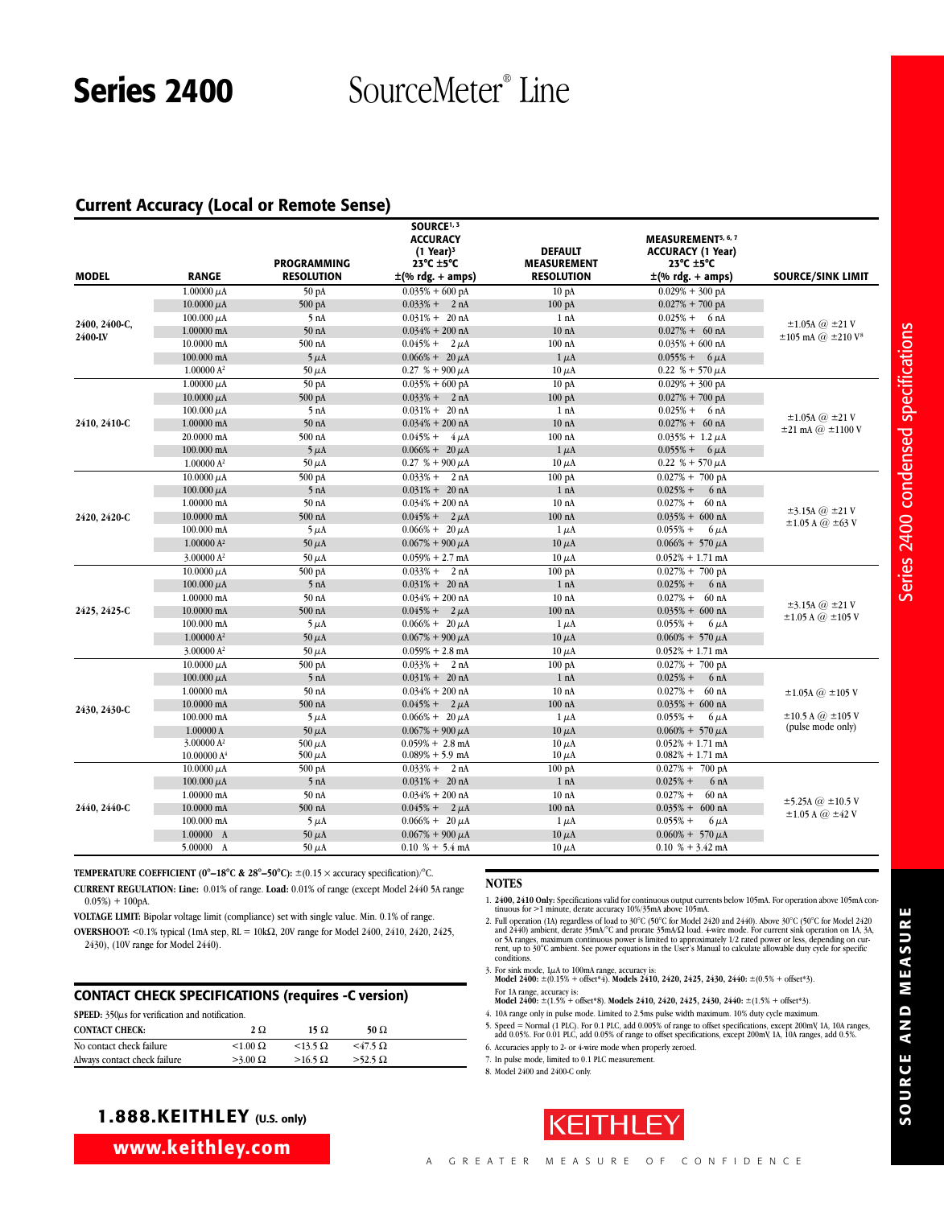# Series 2400 SourceMeter® Line

## Current Accuracy (Local or Remote Sense)

| MODEL | RANGE | PROGRAMMING RESOLUTION | SOURCE[1, 3] ACCURACY (1 Year)[3] 23°C ±5°C ±(% rdg. + amps) | DEFAULT MEASUREMENT RESOLUTION | MEASUREMENT[5, 6, 7] ACCURACY (1 Year) 23°C ±5°C ±(% rdg. + amps) | SOURCE/SINK LIMIT |
|---|---|---|---|---|---|---|
| 2400, 2400-C, 2400-LV | 1.00000 µA | 50 pA | 0.035% + 600 pA | 10 pA | 0.029% + 300 pA | ±1.05A @ ±21 V ±105 mA @ ±210 V[8] |
| | 10.0000 µA | 500 pA | 0.033% + 2 nA | 100 pA | 0.027% + 700 pA | |
| | 100.000 µA | 5 nA | 0.031% + 20 nA | 1 nA | 0.025% + 6 nA | |
| | 1.00000 mA | 50 nA | 0.034% + 200 nA | 10 nA | 0.027% + 60 nA | |
| | 10.0000 mA | 500 nA | 0.045% + 2 µA | 100 nA | 0.035% + 600 nA | |
| | 100.000 mA | 5 µA | 0.066% + 20 µA | 1 µA | 0.055% + 6 µA | |
| | 1.00000 A[2] | 50 µA | 0.27 % + 900 µA | 10 µA | 0.22 % + 570 µA | |
| 2410, 2410-C | 1.00000 µA | 50 pA | 0.035% + 600 pA | 10 pA | 0.029% + 300 pA | ±1.05A @ ±21 V ±21 mA @ ±1100 V |
| | 10.0000 µA | 500 pA | 0.033% + 2 nA | 100 pA | 0.027% + 700 pA | |
| | 100.000 µA | 5 nA | 0.031% + 20 nA | 1 nA | 0.025% + 6 nA | |
| | 1.00000 mA | 50 nA | 0.034% + 200 nA | 10 nA | 0.027% + 60 nA | |
| | 20.0000 mA | 500 nA | 0.045% + 4 µA | 100 nA | 0.035% + 1.2 µA | |
| | 100.000 mA | 5 µA | 0.066% + 20 µA | 1 µA | 0.055% + 6 µA | |
| | 1.00000 A[2] | 50 µA | 0.27 % + 900 µA | 10 µA | 0.22 % + 570 µA | |
| 2420, 2420-C | 10.0000 µA | 500 pA | 0.033% + 2 nA | 100 pA | 0.027% + 700 pA | ±3.15A @ ±21 V ±1.05 A @ ±63 V |
| | 100.000 µA | 5 nA | 0.031% + 20 nA | 1 nA | 0.025% + 6 nA | |
| | 1.00000 mA | 50 nA | 0.034% + 200 nA | 10 nA | 0.027% + 60 nA | |
| | 10.0000 mA | 500 nA | 0.045% + 2 µA | 100 nA | 0.035% + 600 nA | |
| | 100.000 mA | 5 µA | 0.066% + 20 µA | 1 µA | 0.055% + 6 µA | |
| | 1.00000 A[2] | 50 µA | 0.067% + 900 µA | 10 µA | 0.066% + 570 µA | |
| | 3.00000 A[2] | 50 µA | 0.059% + 2.7 mA | 10 µA | 0.052% + 1.71 mA | |
| 2425, 2425-C | 10.0000 µA | 500 pA | 0.033% + 2 nA | 100 pA | 0.027% + 700 pA | ±3.15A @ ±21 V ±1.05 A @ ±105 V |
| | 100.000 µA | 5 nA | 0.031% + 20 nA | 1 nA | 0.025% + 6 nA | |
| | 1.00000 mA | 50 nA | 0.034% + 200 nA | 10 nA | 0.027% + 60 nA | |
| | 10.0000 mA | 500 nA | 0.045% + 2 µA | 100 nA | 0.035% + 600 nA | |
| | 100.000 mA | 5 µA | 0.066% + 20 µA | 1 µA | 0.055% + 6 µA | |
| | 1.00000 A[2] | 50 µA | 0.067% + 900 µA | 10 µA | 0.060% + 570 µA | |
| | 3.00000 A[2] | 50 µA | 0.059% + 2.8 mA | 10 µA | 0.052% + 1.71 mA | |
| 2430, 2430-C | 10.0000 µA | 500 pA | 0.033% + 2 nA | 100 pA | 0.027% + 700 pA | ±1.05A @ ±105 V ±10.5 A @ ±105 V (pulse mode only) |
| | 100.000 µA | 5 nA | 0.031% + 20 nA | 1 nA | 0.025% + 6 nA | |
| | 1.00000 mA | 50 nA | 0.034% + 200 nA | 10 nA | 0.027% + 60 nA | |
| | 10.0000 mA | 500 nA | 0.045% + 2 µA | 100 nA | 0.035% + 600 nA | |
| | 100.000 mA | 5 µA | 0.066% + 20 µA | 1 µA | 0.055% + 6 µA | |
| | 1.00000 A | 50 µA | 0.067% + 900 µA | 10 µA | 0.060% + 570 µA | |
| | 3.00000 A[2] | 500 µA | 0.059% + 2.8 mA | 10 µA | 0.052% + 1.71 mA | |
| | 10.00000 A[4] | 500 µA | 0.089% + 5.9 mA | 10 µA | 0.082% + 1.71 mA | |
| 2440, 2440-C | 10.0000 µA | 500 pA | 0.033% + 2 nA | 100 pA | 0.027% + 700 pA | ±5.25A @ ±10.5 V ±1.05 A @ ±42 V |
| | 100.000 µA | 5 nA | 0.031% + 20 nA | 1 nA | 0.025% + 6 nA | |
| | 1.00000 mA | 50 nA | 0.034% + 200 nA | 10 nA | 0.027% + 60 nA | |
| | 10.0000 mA | 500 nA | 0.045% + 2 µA | 100 nA | 0.035% + 600 nA | |
| | 100.000 mA | 5 µA | 0.066% + 20 µA | 1 µA | 0.055% + 6 µA | |
| | 1.00000 A | 50 µA | 0.067% + 900 µA | 10 µA | 0.060% + 570 µA | |
| | 5.00000 A | 50 µA | 0.10 % + 5.4 mA | 10 µA | 0.10 % + 3.42 mA | |

**TEMPERATURE COEFFICIENT (0°–18°C & 28°–50°C):** ±(0.15 × accuracy specification)/°C.

**CURRENT REGULATION: Line:** 0.01% of range. **Load:** 0.01% of range (except Model 2440 5A range 0.05%) + 100pA.

**VOLTAGE LIMIT:** Bipolar voltage limit (compliance) set with single value. Min. 0.1% of range.

**OVERSHOOT:** <0.1% typical (1mA step, RL = 10kΩ, 20V range for Model 2400, 2410, 2420, 2425, 2430), (10V range for Model 2440).

## CONTACT CHECK SPECIFICATIONS (requires -C version)

**SPEED:** 350µs for verification and notification.

| CONTACT CHECK: | 2 Ω | 15 Ω | 50 Ω |
|---|---|---|---|
| No contact check failure | <1.00 Ω | <13.5 Ω | <47.5 Ω |
| Always contact check failure | >3.00 Ω | >16.5 Ω | >52.5 Ω |

## NOTES

1. **2400, 2410 Only:** Specifications valid for continuous output currents below 105mA. For operation above 105mA continuous for >1 minute, derate accuracy 10%/35mA above 105mA.
2. Full operation (1A) regardless of load to 30°C (50°C for Model 2420 and 2440). Above 30°C (50°C for Model 2420 and 2440) ambient, derate 35mA/°C and prorate 35mA/Ω load. 4-wire mode. For current sink operation on 1A, 3A, or 5A ranges, maximum continuous power is limited to approximately 1/2 rated power or less, depending on current, up to 30°C ambient. See power equations in the User's Manual to calculate allowable duty cycle for specific conditions.
3. For sink mode, 1µA to 100mA range, accuracy is: **Model 2400:** ±(0.15% + offset*4). **Models 2410, 2420, 2425, 2430, 2440:** ±(0.5% + offset*3).
   For 1A range, accuracy is: **Model 2400:** ±(1.5% + offset*8). **Models 2410, 2420, 2425, 2430, 2440:** ±(1.5% + offset*3).
4. 10A range only in pulse mode. Limited to 2.5ms pulse width maximum. 10% duty cycle maximum.
5. Speed = Normal (1 PLC). For 0.1 PLC, add 0.005% of range to offset specifications, except 200mV, 1A, 10A ranges, add 0.05%. For 0.01 PLC, add 0.05% of range to offset specifications, except 200mV, 1A, 10A ranges, add 0.5%.
6. Accuracies apply to 2- or 4-wire mode when properly zeroed.
7. In pulse mode, limited to 0.1 PLC measurement.
8. Model 2400 and 2400-C only.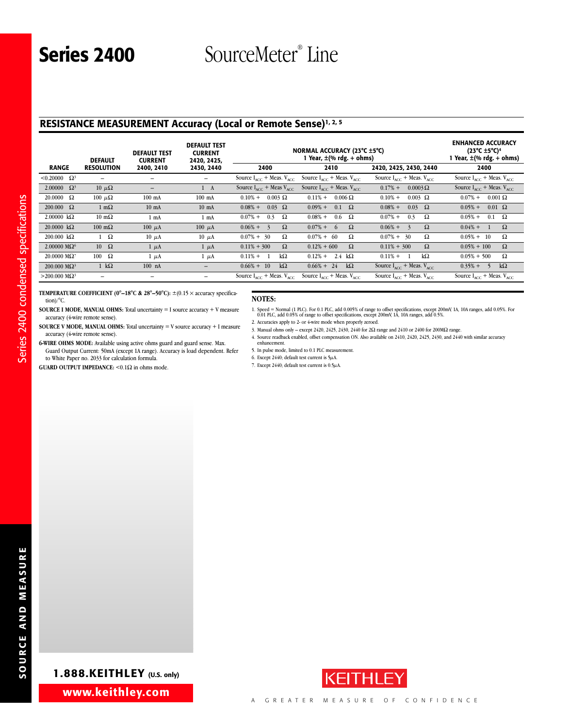## RESISTANCE MEASUREMENT Accuracy (Local or Remote Sense)[1, 2, 5]

| RANGE | DEFAULT RESOLUTION | DEFAULT TEST CURRENT 2400, 2410 | DEFAULT TEST CURRENT 2420, 2425, 2430, 2440 | NORMAL ACCURACY (23°C ±5°C) 1 Year, ±(% rdg. + ohms) 2400 | 2410 | 2420, 2425, 2430, 2440 | ENHANCED ACCURACY (23°C ±5°C)[4] 1 Year, ±(% rdg. + ohms) 2400 |
|---|---|---|---|---|---|---|---|
| <0.20000 Ω[3] | – | – | – | Source $I_{ACC}$ + Meas. $V_{ACC}$ | Source $I_{ACC}$ + Meas. $V_{ACC}$ | Source $I_{ACC}$ + Meas. $V_{ACC}$ | Source $I_{ACC}$ + Meas. $V_{ACC}$ |
| 2.00000 Ω[3] | 10 μΩ | – | 1 A | Source $I_{ACC}$ + Meas $V_{ACC}$ | Source $I_{ACC}$ + Meas. $V_{ACC}$ | 0.17% + 0.0003 Ω | Source $I_{ACC}$ + Meas. $V_{ACC}$ |
| 20.0000 Ω | 100 μΩ | 100 mA | 100 mA | 0.10% + 0.003 Ω | 0.11% + 0.006 Ω | 0.10% + 0.003 Ω | 0.07% + 0.001 Ω |
| 200.000 Ω | 1 mΩ | 10 mA | 10 mA | 0.08% + 0.03 Ω | 0.09% + 0.1 Ω | 0.08% + 0.03 Ω | 0.05% + 0.01 Ω |
| 2.00000 kΩ | 10 mΩ | 1 mA | 1 mA | 0.07% + 0.3 Ω | 0.08% + 0.6 Ω | 0.07% + 0.3 Ω | 0.05% + 0.1 Ω |
| 20.0000 kΩ | 100 mΩ | 100 μA | 100 μA | 0.06% + 3 Ω | 0.07% + 6 Ω | 0.06% + 3 Ω | 0.04% + 1 Ω |
| 200.000 kΩ | 1 Ω | 10 μA | 10 μA | 0.07% + 30 Ω | 0.07% + 60 Ω | 0.07% + 30 Ω | 0.05% + 10 Ω |
| 2.00000 MΩ[6] | 10 Ω | 1 μA | 1 μA | 0.11% + 300 Ω | 0.12% + 600 Ω | 0.11% + 300 Ω | 0.05% + 100 Ω |
| 20.0000 MΩ[7] | 100 Ω | 1 μA | 1 μA | 0.11% + 1 kΩ | 0.12% + 2.4 kΩ | 0.11% + 1 kΩ | 0.05% + 500 Ω |
| 200.000 MΩ[3] | 1 kΩ | 100 nA | – | 0.66% + 10 kΩ | 0.66% + 24 kΩ | Source $I_{ACC}$ + Meas. $V_{ACC}$ | 0.35% + 5 kΩ |
| >200.000 MΩ[3] | – | – | – | Source $I_{ACC}$ + Meas. $V_{ACC}$ | Source $I_{ACC}$ + Meas. $V_{ACC}$ | Source $I_{ACC}$ + Meas. $V_{ACC}$ | Source $I_{ACC}$ + Meas. $V_{ACC}$ |

**TEMPERATURE COEFFICIENT (0°–18°C & 28°–50°C):** ±(0.15 × accuracy specification)/°C.

**SOURCE I MODE, MANUAL OHMS:** Total uncertainty = I source accuracy + V measure accuracy (4-wire remote sense).

**SOURCE V MODE, MANUAL OHMS:** Total uncertainty = V source accuracy + I measure accuracy (4-wire remote sense).

**6-WIRE OHMS MODE:** Available using active ohms guard and guard sense. Max. Guard Output Current: 50mA (except 1A range). Accuracy is load dependent. Refer to White Paper no. 2033 for calculation formula.

**GUARD OUTPUT IMPEDANCE:** <0.1Ω in ohms mode.

**NOTES:**

1. Speed = Normal (1 PLC). For 0.1 PLC, add 0.005% of range to offset specifications, except 200mV, 1A, 10A ranges, add 0.05%. For 0.01 PLC, add 0.05% of range to offset specifications, except 200mV, 1A, 10A ranges, add 0.5%.
2. Accuracies apply to 2- or 4-wire mode when properly zeroed.
3. Manual ohms only – except 2420, 2425, 2430, 2440 for 2Ω range and 2410 or 2400 for 200MΩ range.
4. Source readback enabled, offset compensation ON. Also available on 2410, 2420, 2425, 2430, and 2440 with similar accuracy enhancement.
5. In pulse mode, limited to 0.1 PLC measurement.
6. Except 2440; default test current is 5μA.
7. Except 2440; default test current is 0.5μA.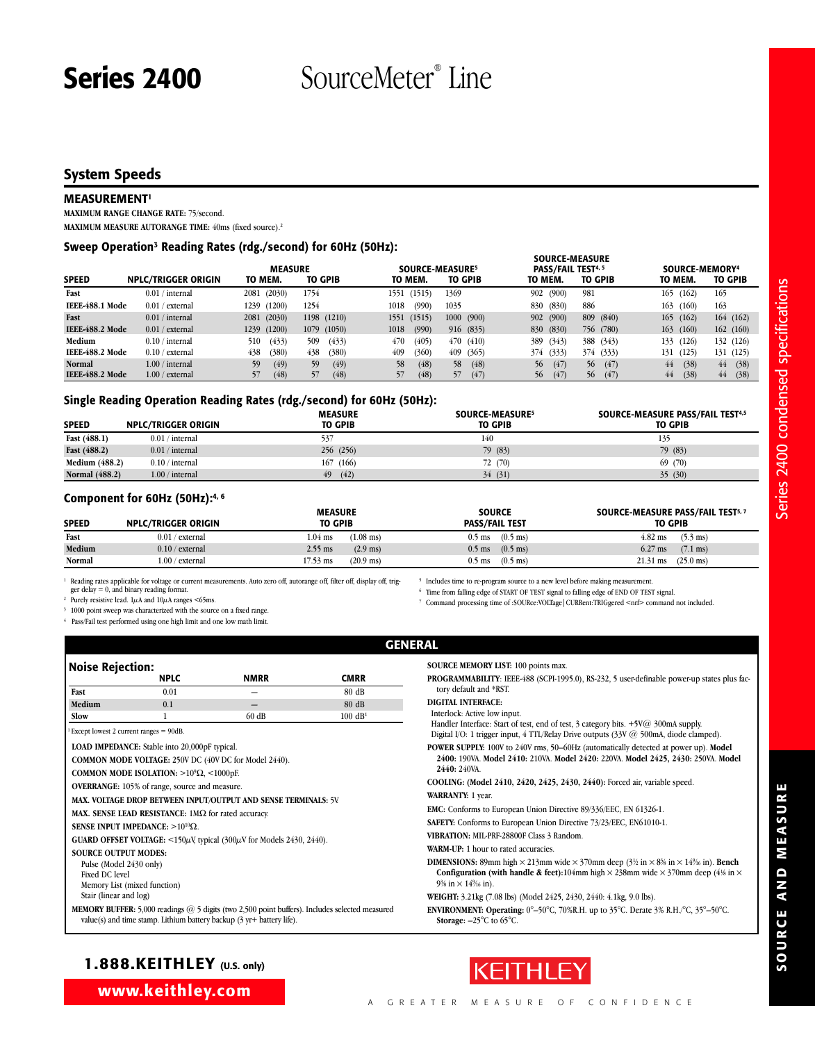# Series 2400 SourceMeter® Line

## System Speeds

### MEASUREMENT[1]

**MAXIMUM RANGE CHANGE RATE:** 75/second.

**MAXIMUM MEASURE AUTORANGE TIME:** 40ms (fixed source).[2]

### Sweep Operation[3] Reading Rates (rdg./second) for 60Hz (50Hz):

| | | MEASURE | | SOURCE-MEASURE[5] | | SOURCE-MEASURE PASS/FAIL TEST[4, 5] | | SOURCE-MEMORY[4] | |
|---|---|---|---|---|---|---|---|---|---|
| **SPEED** | **NPLC/TRIGGER ORIGIN** | **TO MEM.** | **TO GPIB** | **TO MEM.** | **TO GPIB** | **TO MEM.** | **TO GPIB** | **TO MEM.** | **TO GPIB** |
| **Fast** | 0.01 / internal | 2081 (2030) | 1754 | 1551 (1515) | 1369 | 902 (900) | 981 | 165 (162) | 165 |
| **IEEE-488.1 Mode** | 0.01 / external | 1239 (1200) | 1254 | 1018 (990) | 1035 | 830 (830) | 886 | 163 (160) | 163 |
| **Fast** | 0.01 / internal | 2081 (2030) | 1198 (1210) | 1551 (1515) | 1000 (900) | 902 (900) | 809 (840) | 165 (162) | 164 (162) |
| **IEEE-488.2 Mode** | 0.01 / external | 1239 (1200) | 1079 (1050) | 1018 (990) | 916 (835) | 830 (830) | 756 (780) | 163 (160) | 162 (160) |
| **Medium** | 0.10 / internal | 510 (433) | 509 (433) | 470 (405) | 470 (410) | 389 (343) | 388 (343) | 133 (126) | 132 (126) |
| **IEEE-488.2 Mode** | 0.10 / external | 438 (380) | 438 (380) | 409 (360) | 409 (365) | 374 (333) | 374 (333) | 131 (125) | 131 (125) |
| **Normal** | 1.00 / internal | 59 (49) | 59 (49) | 58 (48) | 58 (48) | 56 (47) | 56 (47) | 44 (38) | 44 (38) |
| **IEEE-488.2 Mode** | 1.00 / external | 57 (48) | 57 (48) | 57 (48) | 57 (47) | 56 (47) | 56 (47) | 44 (38) | 44 (38) |

### Single Reading Operation Reading Rates (rdg./second) for 60Hz (50Hz):

| **SPEED** | **NPLC/TRIGGER ORIGIN** | **MEASURE TO GPIB** | **SOURCE-MEASURE[5] TO GPIB** | **SOURCE-MEASURE PASS/FAIL TEST[4,5] TO GPIB** |
|---|---|---|---|---|
| **Fast (488.1)** | 0.01 / internal | 537 | 140 | 135 |
| **Fast (488.2)** | 0.01 / internal | 256 (256) | 79 (83) | 79 (83) |
| **Medium (488.2)** | 0.10 / internal | 167 (166) | 72 (70) | 69 (70) |
| **Normal (488.2)** | 1.00 / internal | 49 (42) | 34 (31) | 35 (30) |

### Component for 60Hz (50Hz):[4, 6]

| **SPEED** | **NPLC/TRIGGER ORIGIN** | **MEASURE TO GPIB** | **SOURCE PASS/FAIL TEST** | **SOURCE-MEASURE PASS/FAIL TEST[5, 7] TO GPIB** |
|---|---|---|---|---|
| **Fast** | 0.01 / external | 1.04 ms (1.08 ms) | 0.5 ms (0.5 ms) | 4.82 ms (5.3 ms) |
| **Medium** | 0.10 / external | 2.55 ms (2.9 ms) | 0.5 ms (0.5 ms) | 6.27 ms (7.1 ms) |
| **Normal** | 1.00 / external | 17.53 ms (20.9 ms) | 0.5 ms (0.5 ms) | 21.31 ms (25.0 ms) |

[1] Reading rates applicable for voltage or current measurements. Auto zero off, autorange off, filter off, display off, trigger delay = 0, and binary reading format.

[2] Purely resistive lead. 1µA and 10µA ranges <65ms.

[3] 1000 point sweep was characterized with the source on a fixed range.

[4] Pass/Fail test performed using one high limit and one low math limit.

[5] Includes time to re-program source to a new level before making measurement.

[6] Time from falling edge of START OF TEST signal to falling edge of END OF TEST signal.

[7] Command processing time of :SOURce:VOLTage|CURRent:TRIGgered <nrf> command not included.

## GENERAL

### Noise Rejection:

| | **NPLC** | **NMRR** | **CMRR** |
|---|---|---|---|
| **Fast** | 0.01 | – | 80 dB |
| **Medium** | 0.1 | – | 80 dB |
| **Slow** | 1 | 60 dB | 100 dB[1] |

[1] Except lowest 2 current ranges = 90dB.

**LOAD IMPEDANCE:** Stable into 20,000pF typical.

**COMMON MODE VOLTAGE:** 250V DC (40V DC for Model 2440).

**COMMON MODE ISOLATION:** >10⁹Ω, <1000pF.

**OVERRANGE:** 105% of range, source and measure.

**MAX. VOLTAGE DROP BETWEEN INPUT/OUTPUT AND SENSE TERMINALS:** 5V.

**MAX. SENSE LEAD RESISTANCE:** 1MΩ for rated accuracy.

**SENSE INPUT IMPEDANCE:** >10¹⁰Ω.

**GUARD OFFSET VOLTAGE:** <150µV, typical (300µV for Models 2430, 2440).

**SOURCE OUTPUT MODES:**
- Pulse (Model 2430 only)
- Fixed DC level
- Memory List (mixed function)
- Stair (linear and log)

**MEMORY BUFFER:** 5,000 readings @ 5 digits (two 2,500 point buffers). Includes selected measured value(s) and time stamp. Lithium battery backup (3 yr+ battery life).

**SOURCE MEMORY LIST:** 100 points max.

**PROGRAMMABILITY:** IEEE-488 (SCPI-1995.0), RS-232, 5 user-definable power-up states plus factory default and *RST.

**DIGITAL INTERFACE:**
- Interlock: Active low input.
- Handler Interface: Start of test, end of test, 3 category bits. +5V@ 300mA supply.
- Digital I/O: 1 trigger input, 4 TTL/Relay Drive outputs (33V @ 500mA, diode clamped).

**POWER SUPPLY:** 100V to 240V rms, 50–60Hz (automatically detected at power up). **Model 2400:** 190VA. **Model 2410:** 210VA. **Model 2420:** 220VA. **Model 2425, 2430:** 250VA. **Model 2440:** 240VA.

**COOLING: (Model 2410, 2420, 2425, 2430, 2440):** Forced air, variable speed.

**WARRANTY:** 1 year.

**EMC:** Conforms to European Union Directive 89/336/EEC, EN 61326-1.

**SAFETY:** Conforms to European Union Directive 73/23/EEC, EN61010-1.

**VIBRATION:** MIL-PRF-28800F Class 3 Random.

**WARM-UP:** 1 hour to rated accuracies.

**DIMENSIONS:** 89mm high × 213mm wide × 370mm deep (3½ in × 8⅜ in × 14⁹⁄₁₆ in). **Bench Configuration (with handle & feet):** 104mm high × 238mm wide × 370mm deep (4⅛ in × 9⅜ in × 14⁹⁄₁₆ in).

**WEIGHT:** 3.21kg (7.08 lbs) (Model 2425, 2430, 2440: 4.1kg, 9.0 lbs).

**ENVIRONMENT: Operating:** 0°–50°C, 70%R.H. up to 35°C. Derate 3% R.H./°C, 35°–50°C. **Storage:** –25°C to 65°C.

**1.888.KEITHLEY** (U.S. only)

**www.keithley.com**

KEITHLEY

A GREATER MEASURE OF CONFIDENCE